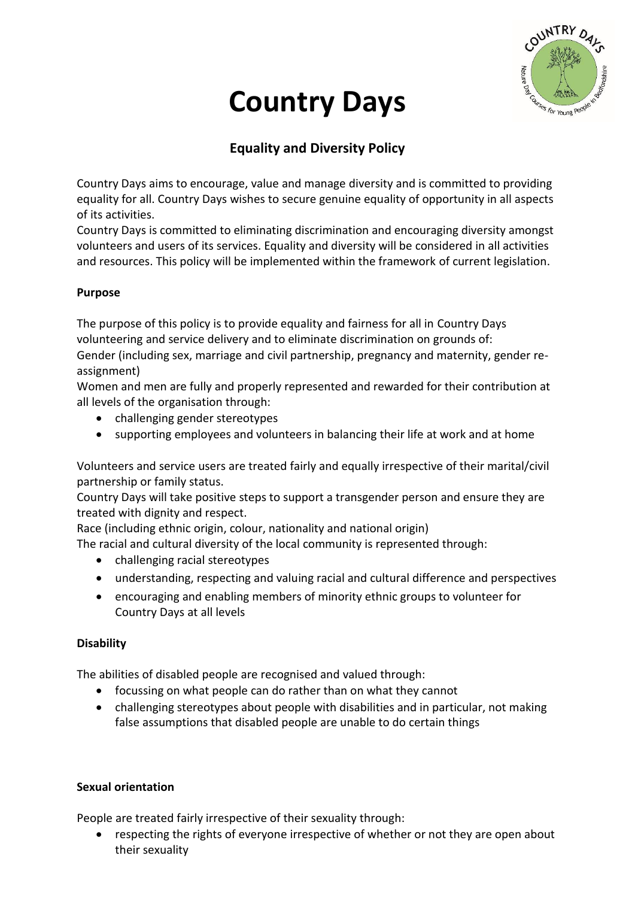# Country Days

## Equality and Diversity Policy

Country Days aims to encourage, value and manage diversity and is committed to providing equality for all. Country Days wishes to secure genuine equality of opportunity in all aspects of its activities.
Country Days is committed to eliminating discrimination and encouraging diversity amongst volunteers and users of its services. Equality and diversity will be considered in all activities and resources. This policy will be implemented within the framework of current legislation.

**Purpose**

The purpose of this policy is to provide equality and fairness for all in Country Days volunteering and service delivery and to eliminate discrimination on grounds of:
Gender (including sex, marriage and civil partnership, pregnancy and maternity, gender re-assignment)
Women and men are fully and properly represented and rewarded for their contribution at all levels of the organisation through:

- challenging gender stereotypes
- supporting employees and volunteers in balancing their life at work and at home

Volunteers and service users are treated fairly and equally irrespective of their marital/civil partnership or family status.
Country Days will take positive steps to support a transgender person and ensure they are treated with dignity and respect.
Race (including ethnic origin, colour, nationality and national origin)
The racial and cultural diversity of the local community is represented through:

- challenging racial stereotypes
- understanding, respecting and valuing racial and cultural difference and perspectives
- encouraging and enabling members of minority ethnic groups to volunteer for Country Days at all levels

**Disability**

The abilities of disabled people are recognised and valued through:

- focussing on what people can do rather than on what they cannot
- challenging stereotypes about people with disabilities and in particular, not making false assumptions that disabled people are unable to do certain things

**Sexual orientation**

People are treated fairly irrespective of their sexuality through:

- respecting the rights of everyone irrespective of whether or not they are open about their sexuality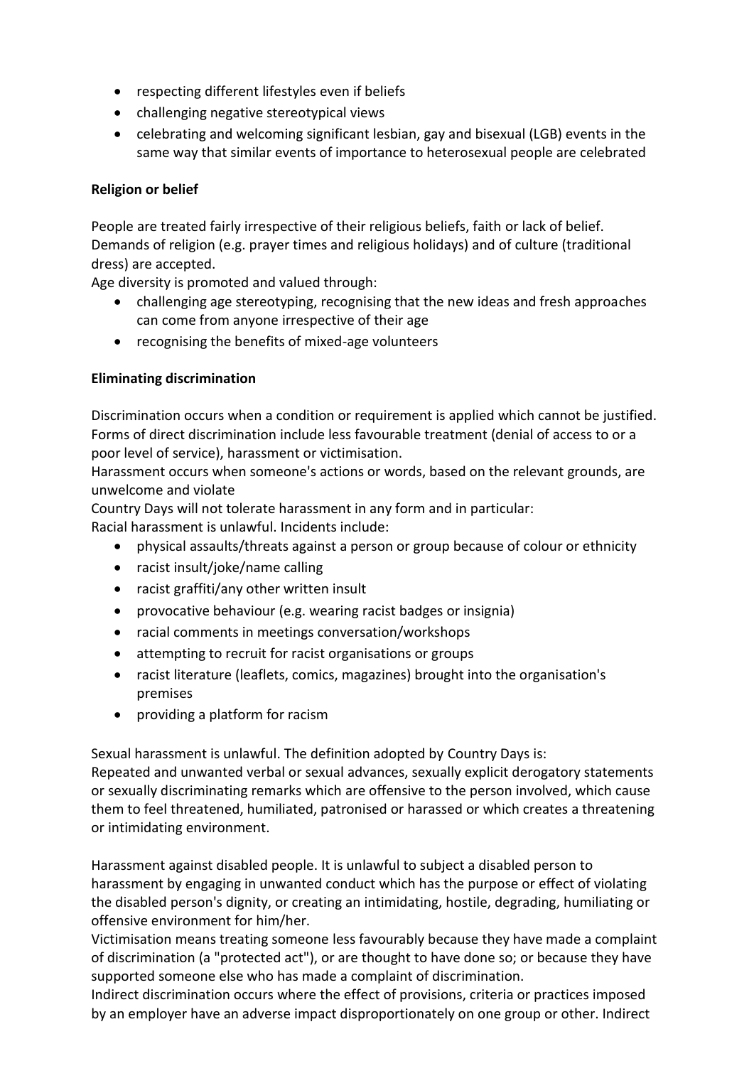- respecting different lifestyles even if beliefs
- challenging negative stereotypical views
- celebrating and welcoming significant lesbian, gay and bisexual (LGB) events in the same way that similar events of importance to heterosexual people are celebrated

**Religion or belief**

People are treated fairly irrespective of their religious beliefs, faith or lack of belief. Demands of religion (e.g. prayer times and religious holidays) and of culture (traditional dress) are accepted.
Age diversity is promoted and valued through:

- challenging age stereotyping, recognising that the new ideas and fresh approaches can come from anyone irrespective of their age
- recognising the benefits of mixed-age volunteers

**Eliminating discrimination**

Discrimination occurs when a condition or requirement is applied which cannot be justified. Forms of direct discrimination include less favourable treatment (denial of access to or a poor level of service), harassment or victimisation.
Harassment occurs when someone's actions or words, based on the relevant grounds, are unwelcome and violate
Country Days will not tolerate harassment in any form and in particular:
Racial harassment is unlawful. Incidents include:

- physical assaults/threats against a person or group because of colour or ethnicity
- racist insult/joke/name calling
- racist graffiti/any other written insult
- provocative behaviour (e.g. wearing racist badges or insignia)
- racial comments in meetings conversation/workshops
- attempting to recruit for racist organisations or groups
- racist literature (leaflets, comics, magazines) brought into the organisation's premises
- providing a platform for racism

Sexual harassment is unlawful. The definition adopted by Country Days is:
Repeated and unwanted verbal or sexual advances, sexually explicit derogatory statements or sexually discriminating remarks which are offensive to the person involved, which cause them to feel threatened, humiliated, patronised or harassed or which creates a threatening or intimidating environment.

Harassment against disabled people. It is unlawful to subject a disabled person to harassment by engaging in unwanted conduct which has the purpose or effect of violating the disabled person's dignity, or creating an intimidating, hostile, degrading, humiliating or offensive environment for him/her.
Victimisation means treating someone less favourably because they have made a complaint of discrimination (a "protected act"), or are thought to have done so; or because they have supported someone else who has made a complaint of discrimination.
Indirect discrimination occurs where the effect of provisions, criteria or practices imposed by an employer have an adverse impact disproportionately on one group or other. Indirect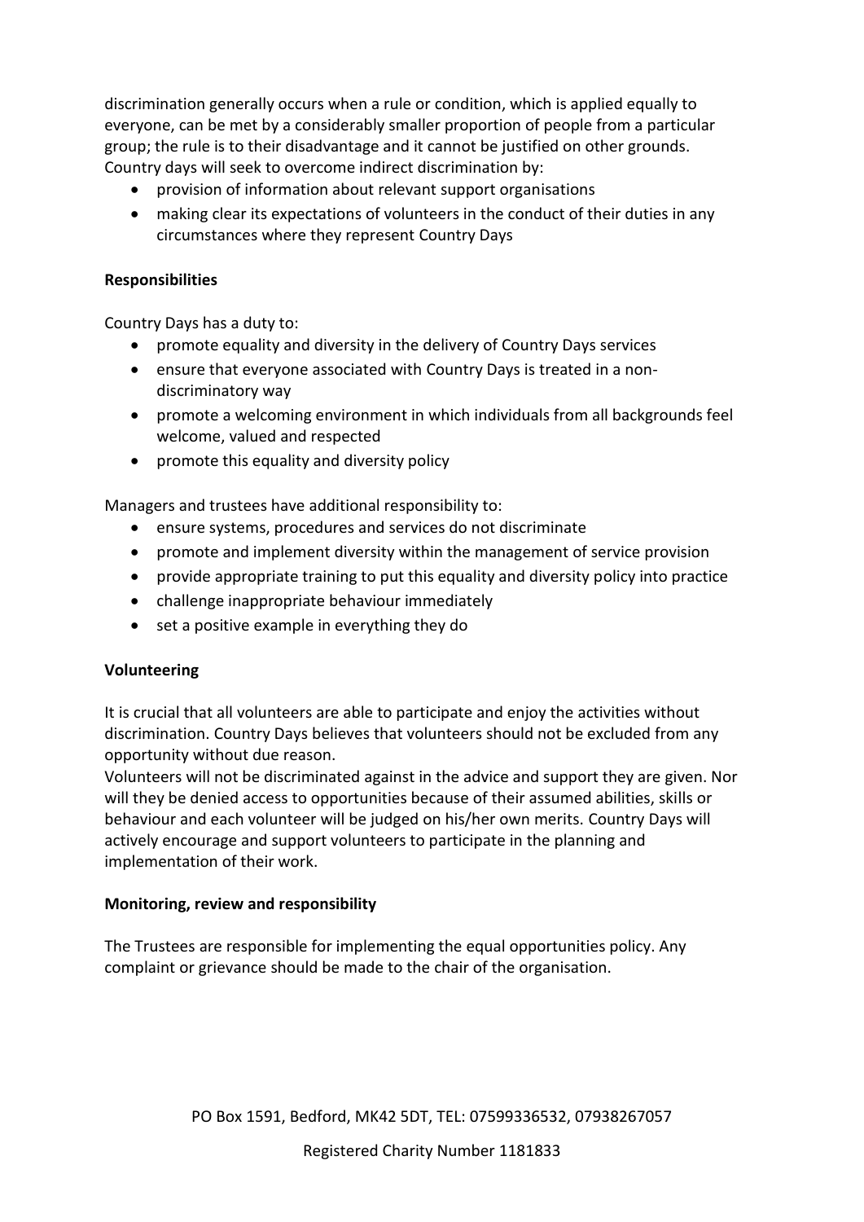discrimination generally occurs when a rule or condition, which is applied equally to everyone, can be met by a considerably smaller proportion of people from a particular group; the rule is to their disadvantage and it cannot be justified on other grounds. Country days will seek to overcome indirect discrimination by:

- provision of information about relevant support organisations
- making clear its expectations of volunteers in the conduct of their duties in any circumstances where they represent Country Days

**Responsibilities**

Country Days has a duty to:

- promote equality and diversity in the delivery of Country Days services
- ensure that everyone associated with Country Days is treated in a non-discriminatory way
- promote a welcoming environment in which individuals from all backgrounds feel welcome, valued and respected
- promote this equality and diversity policy

Managers and trustees have additional responsibility to:

- ensure systems, procedures and services do not discriminate
- promote and implement diversity within the management of service provision
- provide appropriate training to put this equality and diversity policy into practice
- challenge inappropriate behaviour immediately
- set a positive example in everything they do

**Volunteering**

It is crucial that all volunteers are able to participate and enjoy the activities without discrimination. Country Days believes that volunteers should not be excluded from any opportunity without due reason.
Volunteers will not be discriminated against in the advice and support they are given. Nor will they be denied access to opportunities because of their assumed abilities, skills or behaviour and each volunteer will be judged on his/her own merits. Country Days will actively encourage and support volunteers to participate in the planning and implementation of their work.

**Monitoring, review and responsibility**

The Trustees are responsible for implementing the equal opportunities policy. Any complaint or grievance should be made to the chair of the organisation.